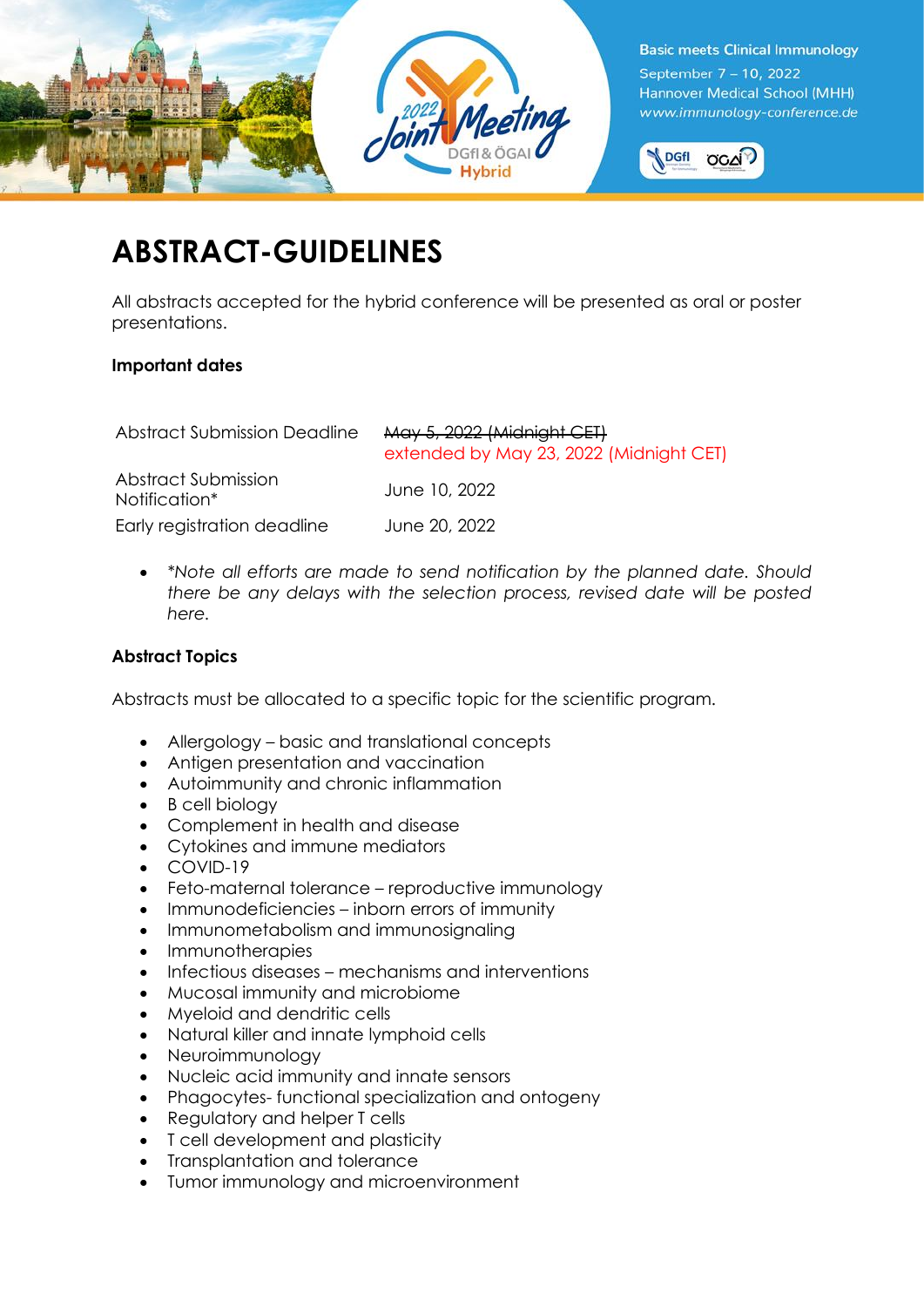Basic meets Clinical Immunology
September 7 – 10, 2022
Hannover Medical School (MHH)
www.immunology-conference.de

# ABSTRACT-GUIDELINES

All abstracts accepted for the hybrid conference will be presented as oral or poster presentations.

**Important dates**

| | |
|---|---|
| Abstract Submission Deadline | ~~May 5, 2022 (Midnight CET)~~ extended by May 23, 2022 (Midnight CET) |
| Abstract Submission Notification* | June 10, 2022 |
| Early registration deadline | June 20, 2022 |

- *\*Note all efforts are made to send notification by the planned date. Should there be any delays with the selection process, revised date will be posted here.*

**Abstract Topics**

Abstracts must be allocated to a specific topic for the scientific program.

- Allergology – basic and translational concepts
- Antigen presentation and vaccination
- Autoimmunity and chronic inflammation
- B cell biology
- Complement in health and disease
- Cytokines and immune mediators
- COVID-19
- Feto-maternal tolerance – reproductive immunology
- Immunodeficiencies – inborn errors of immunity
- Immunometabolism and immunosignaling
- Immunotherapies
- Infectious diseases – mechanisms and interventions
- Mucosal immunity and microbiome
- Myeloid and dendritic cells
- Natural killer and innate lymphoid cells
- Neuroimmunology
- Nucleic acid immunity and innate sensors
- Phagocytes- functional specialization and ontogeny
- Regulatory and helper T cells
- T cell development and plasticity
- Transplantation and tolerance
- Tumor immunology and microenvironment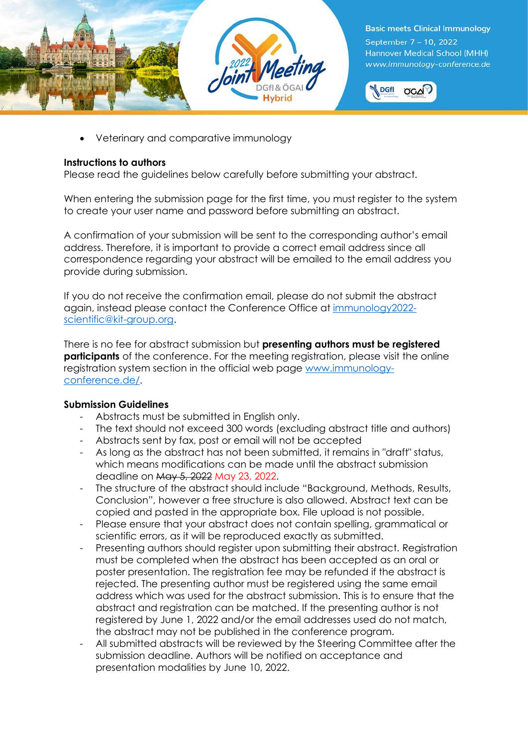- Veterinary and comparative immunology

**Instructions to authors**
Please read the guidelines below carefully before submitting your abstract.

When entering the submission page for the first time, you must register to the system to create your user name and password before submitting an abstract.

A confirmation of your submission will be sent to the corresponding author's email address. Therefore, it is important to provide a correct email address since all correspondence regarding your abstract will be emailed to the email address you provide during submission.

If you do not receive the confirmation email, please do not submit the abstract again, instead please contact the Conference Office at immunology2022-scientific@kit-group.org.

There is no fee for abstract submission but **presenting authors must be registered participants** of the conference. For the meeting registration, please visit the online registration system section in the official web page www.immunology-conference.de/.

**Submission Guidelines**

- Abstracts must be submitted in English only.
- The text should not exceed 300 words (excluding abstract title and authors)
- Abstracts sent by fax, post or email will not be accepted
- As long as the abstract has not been submitted, it remains in "draft" status, which means modifications can be made until the abstract submission deadline on ~~May 5, 2022~~ May 23, 2022.
- The structure of the abstract should include "Background, Methods, Results, Conclusion", however a free structure is also allowed. Abstract text can be copied and pasted in the appropriate box. File upload is not possible.
- Please ensure that your abstract does not contain spelling, grammatical or scientific errors, as it will be reproduced exactly as submitted.
- Presenting authors should register upon submitting their abstract. Registration must be completed when the abstract has been accepted as an oral or poster presentation. The registration fee may be refunded if the abstract is rejected. The presenting author must be registered using the same email address which was used for the abstract submission. This is to ensure that the abstract and registration can be matched. If the presenting author is not registered by June 1, 2022 and/or the email addresses used do not match, the abstract may not be published in the conference program.
- All submitted abstracts will be reviewed by the Steering Committee after the submission deadline. Authors will be notified on acceptance and presentation modalities by June 10, 2022.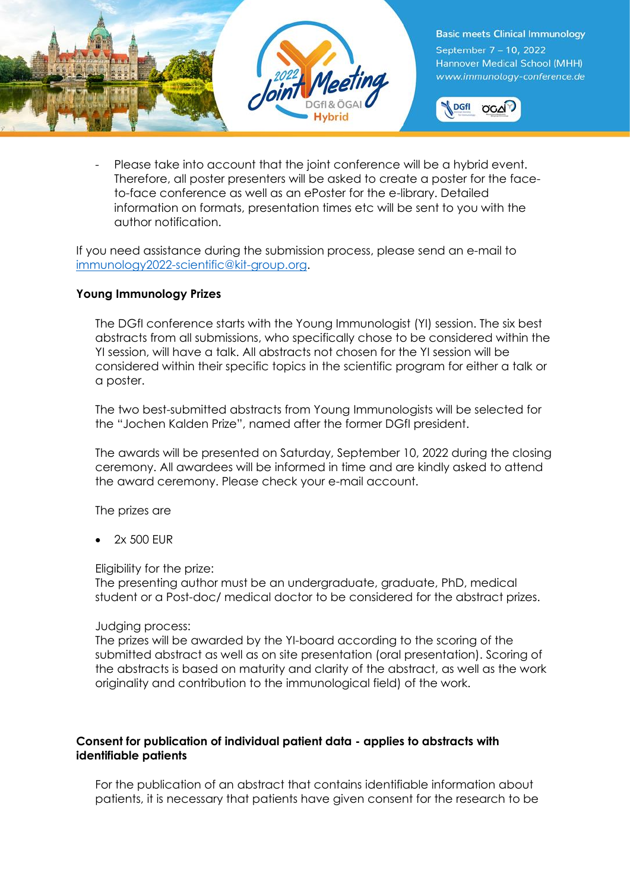- Please take into account that the joint conference will be a hybrid event. Therefore, all poster presenters will be asked to create a poster for the face-to-face conference as well as an ePoster for the e-library. Detailed information on formats, presentation times etc will be sent to you with the author notification.

If you need assistance during the submission process, please send an e-mail to immunology2022-scientific@kit-group.org.

**Young Immunology Prizes**

The DGfI conference starts with the Young Immunologist (YI) session. The six best abstracts from all submissions, who specifically chose to be considered within the YI session, will have a talk. All abstracts not chosen for the YI session will be considered within their specific topics in the scientific program for either a talk or a poster.

The two best-submitted abstracts from Young Immunologists will be selected for the "Jochen Kalden Prize", named after the former DGfI president.

The awards will be presented on Saturday, September 10, 2022 during the closing ceremony. All awardees will be informed in time and are kindly asked to attend the award ceremony. Please check your e-mail account.

The prizes are

- 2x 500 EUR

Eligibility for the prize:
The presenting author must be an undergraduate, graduate, PhD, medical student or a Post-doc/ medical doctor to be considered for the abstract prizes.

Judging process:
The prizes will be awarded by the YI-board according to the scoring of the submitted abstract as well as on site presentation (oral presentation). Scoring of the abstracts is based on maturity and clarity of the abstract, as well as the work originality and contribution to the immunological field) of the work.

**Consent for publication of individual patient data - applies to abstracts with identifiable patients**

For the publication of an abstract that contains identifiable information about patients, it is necessary that patients have given consent for the research to be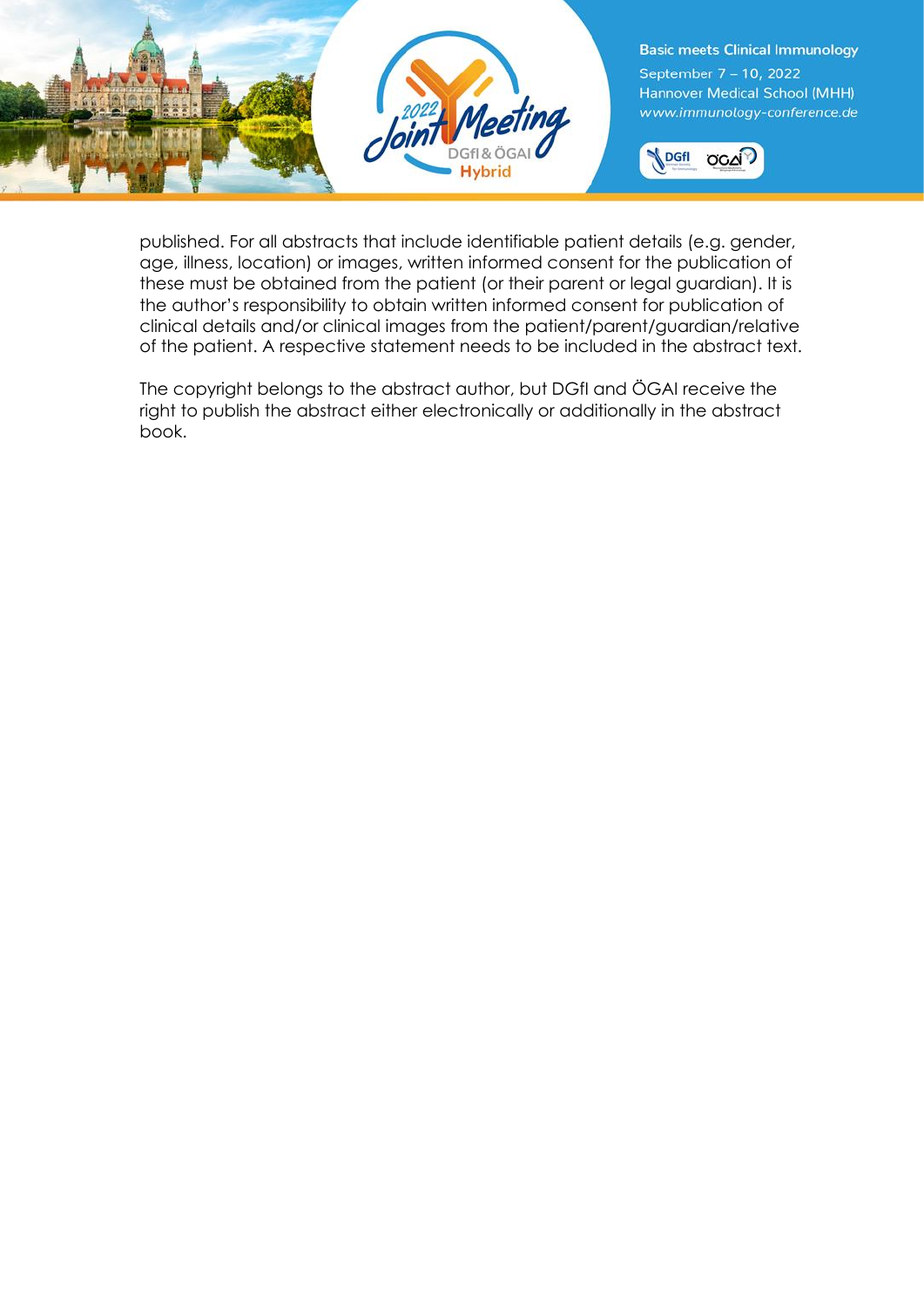published. For all abstracts that include identifiable patient details (e.g. gender, age, illness, location) or images, written informed consent for the publication of these must be obtained from the patient (or their parent or legal guardian). It is the author's responsibility to obtain written informed consent for publication of clinical details and/or clinical images from the patient/parent/guardian/relative of the patient. A respective statement needs to be included in the abstract text.

The copyright belongs to the abstract author, but DGfI and ÖGAI receive the right to publish the abstract either electronically or additionally in the abstract book.